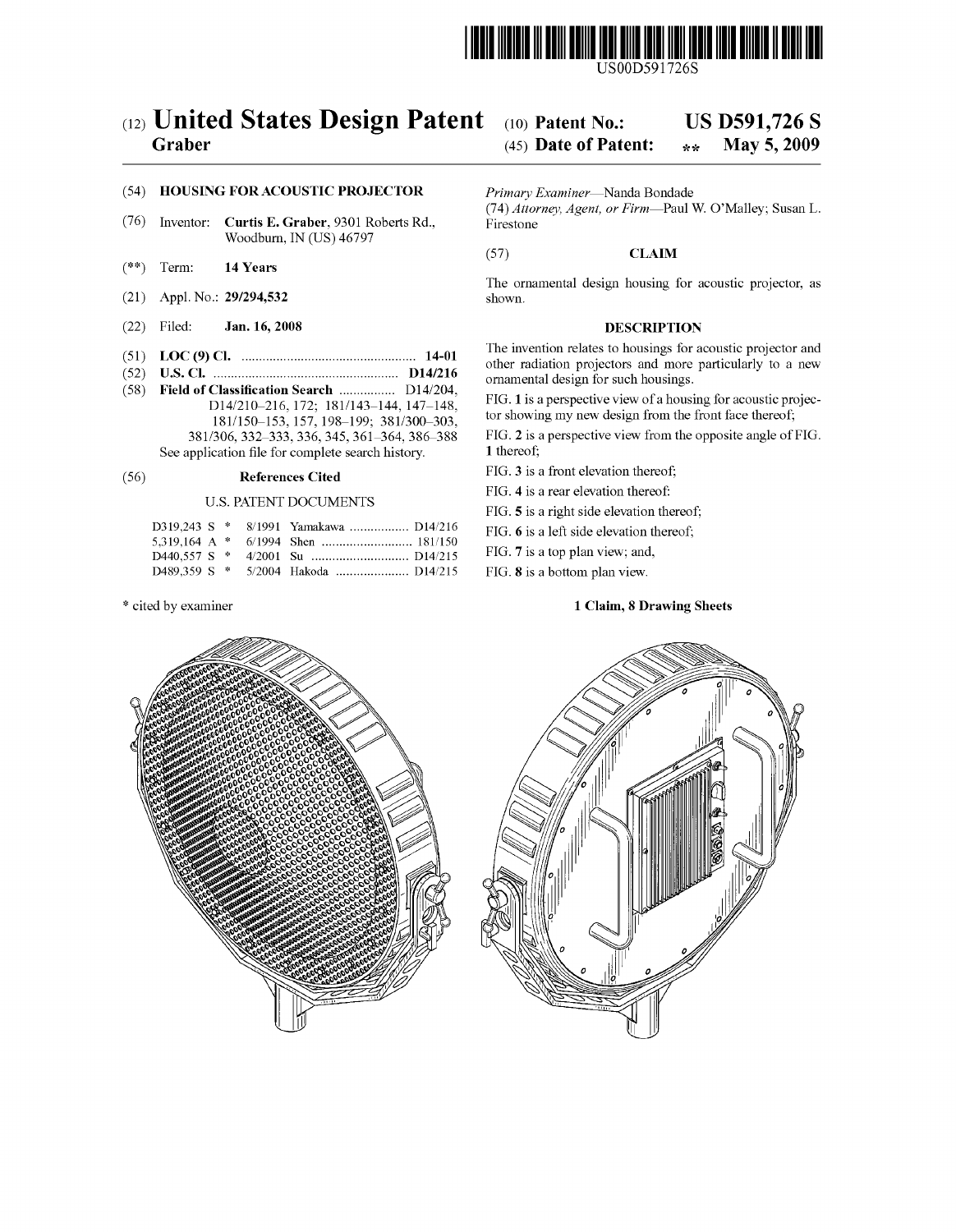US00D591726S

# (12) United States Design Patent

**Graber**

(10) **Patent No.: US D591,726 S**

(45) **Date of Patent: \*\* May 5, 2009**

(54) **HOUSING FOR ACOUSTIC PROJECTOR**

(76) Inventor: **Curtis E. Graber**, 9301 Roberts Rd., Woodburn, IN (US) 46797

(\*\*) Term: **14 Years**

(21) Appl. No.: **29/294,532**

(22) Filed: **Jan. 16, 2008**

(51) **LOC (9) Cl.** .................................................. **14-01**

(52) **U.S. Cl.** ..................................................... **D14/216**

(58) **Field of Classification Search** ................ D14/204, D14/210–216, 172; 181/143–144, 147–148, 181/150–153, 157, 198–199; 381/300–303, 381/306, 332–333, 336, 345, 361–364, 386–388

See application file for complete search history.

(56) **References Cited**

U.S. PATENT DOCUMENTS

| | | | |
|---|---|---|---|
| D319,243 S * | 8/1991 | Yamakawa | D14/216 |
| 5,319,164 A * | 6/1994 | Shen | 181/150 |
| D440,557 S * | 4/2001 | Su | D14/215 |
| D489,359 S * | 5/2004 | Hakoda | D14/215 |

\* cited by examiner

*Primary Examiner*—Nanda Bondade

(74) *Attorney, Agent, or Firm*—Paul W. O'Malley; Susan L. Firestone

(57) **CLAIM**

The ornamental design housing for acoustic projector, as shown.

**DESCRIPTION**

The invention relates to housings for acoustic projector and other radiation projectors and more particularly to a new ornamental design for such housings.

FIG. **1** is a perspective view of a housing for acoustic projector showing my new design from the front face thereof;

FIG. **2** is a perspective view from the opposite angle of FIG. **1** thereof;

FIG. **3** is a front elevation thereof;

FIG. **4** is a rear elevation thereof:

FIG. **5** is a right side elevation thereof;

FIG. **6** is a left side elevation thereof;

FIG. **7** is a top plan view; and,

FIG. **8** is a bottom plan view.

**1 Claim, 8 Drawing Sheets**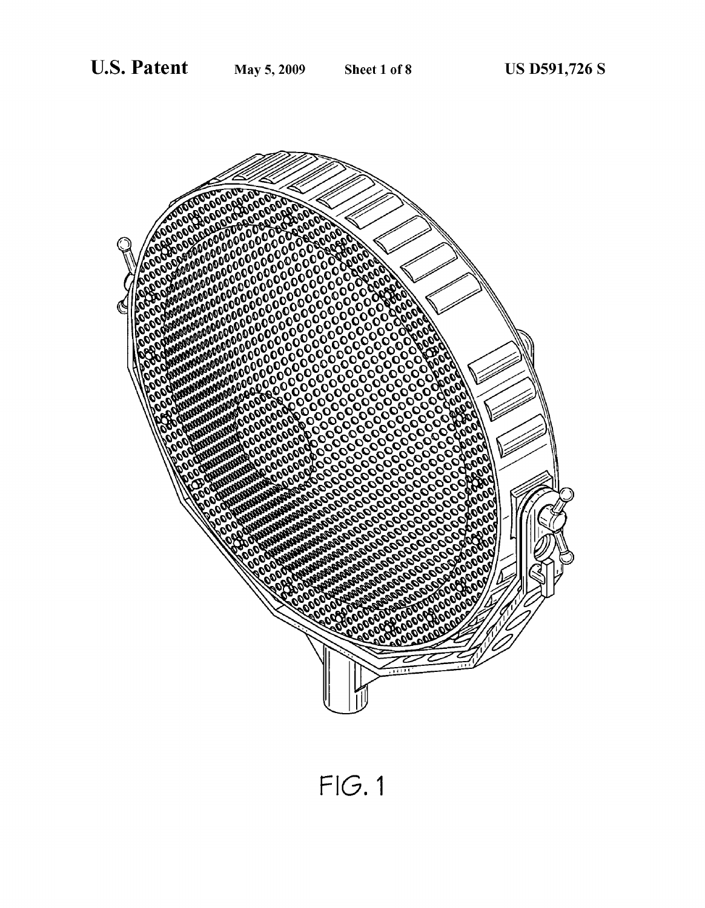FIG. 1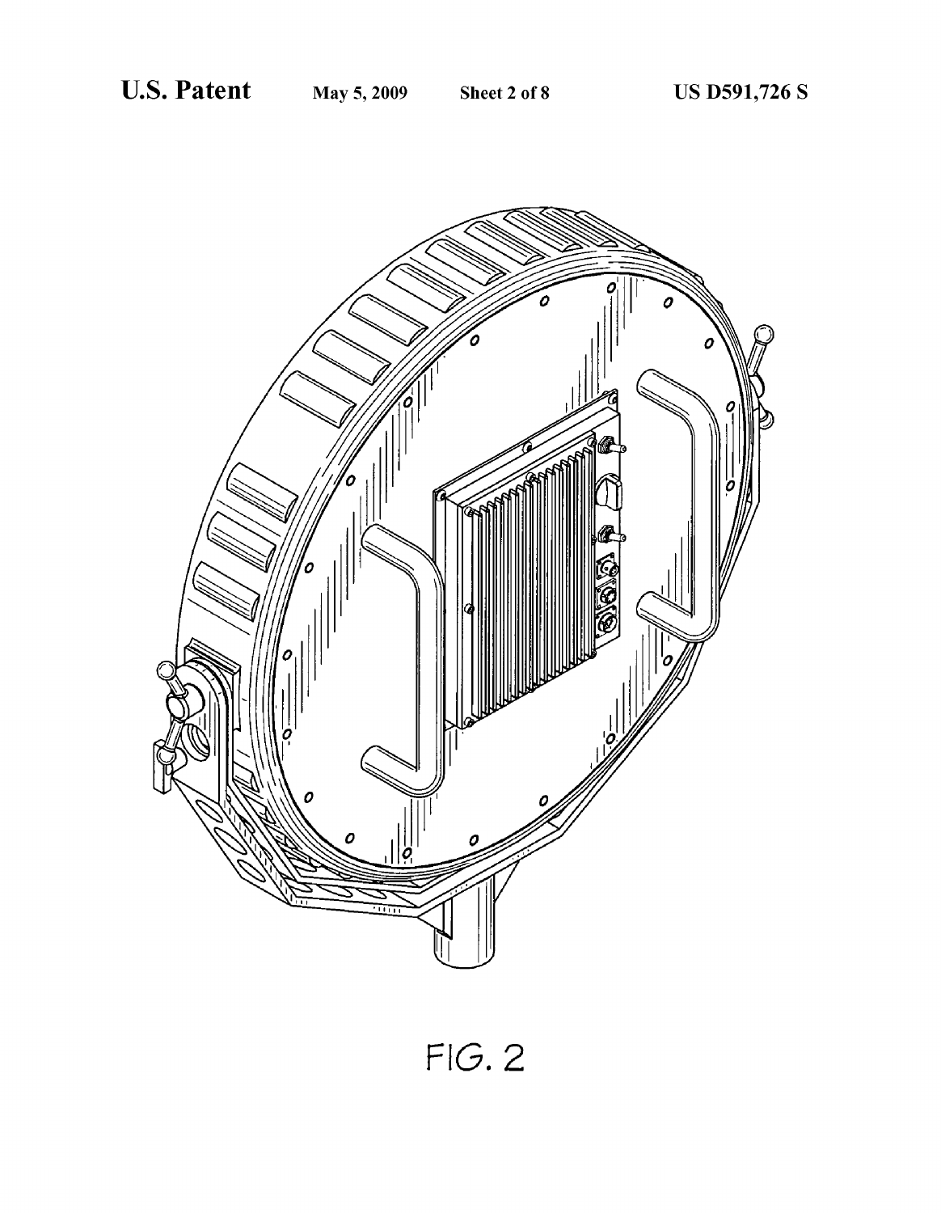FIG. 2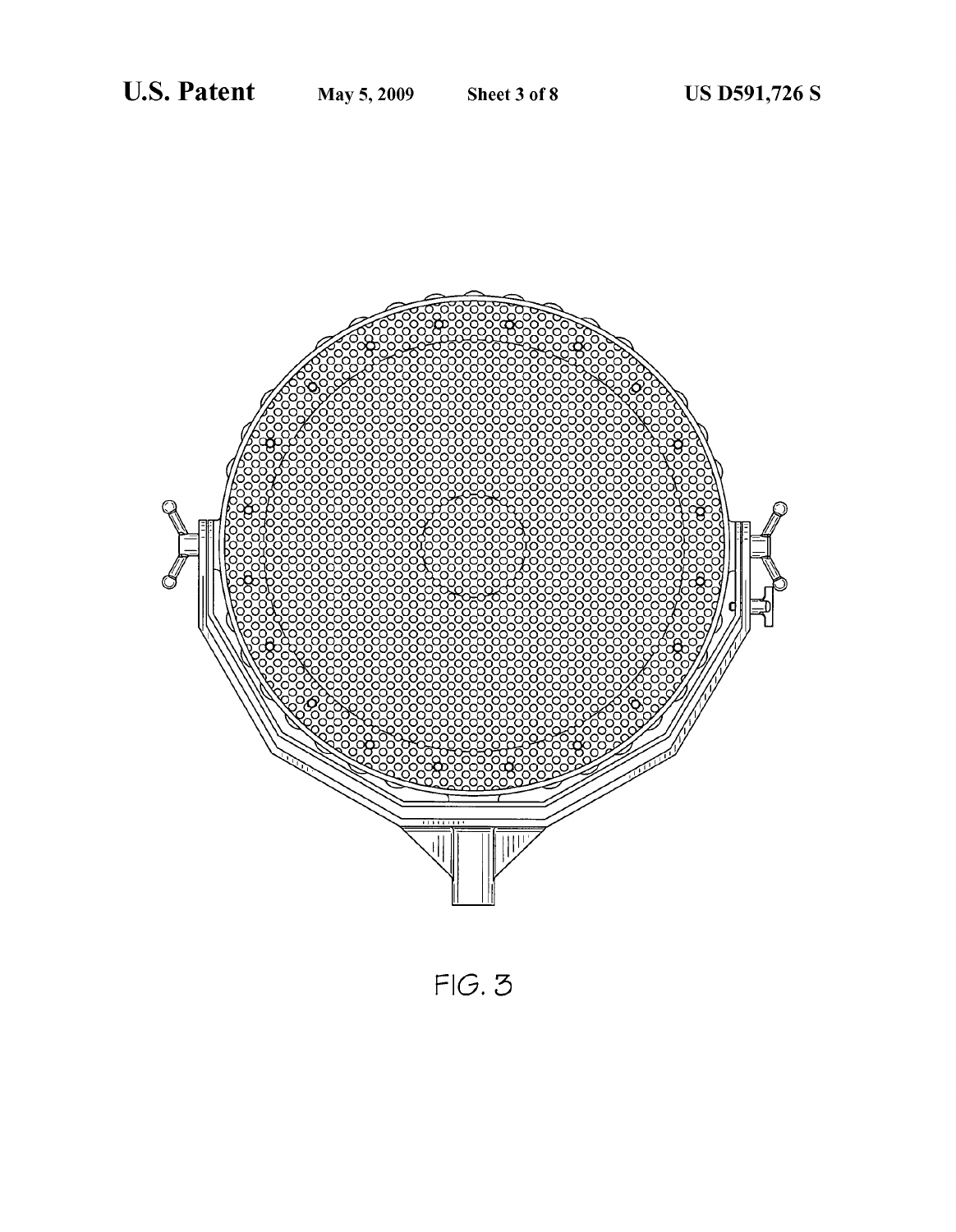FIG. 3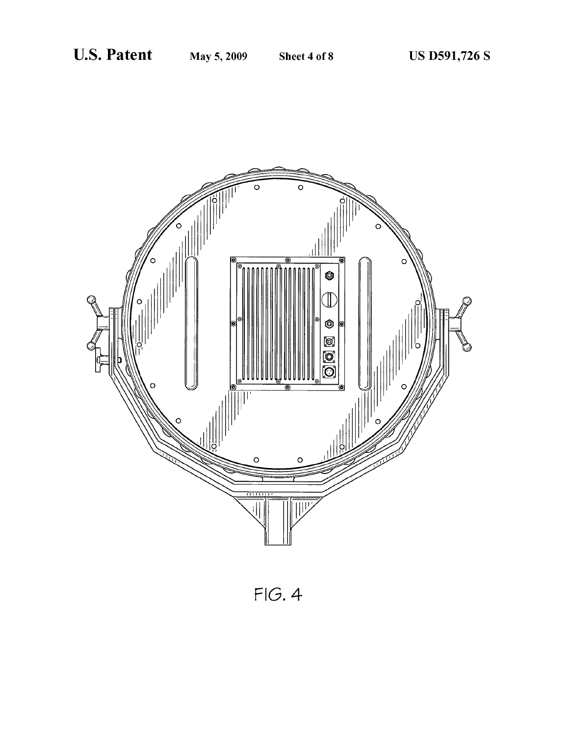FIG. 4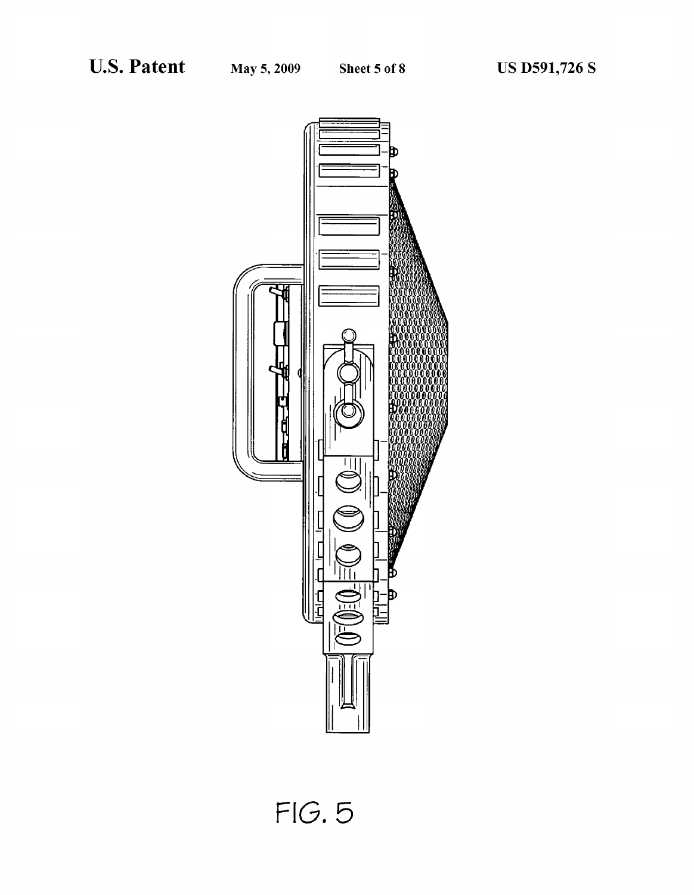FIG. 5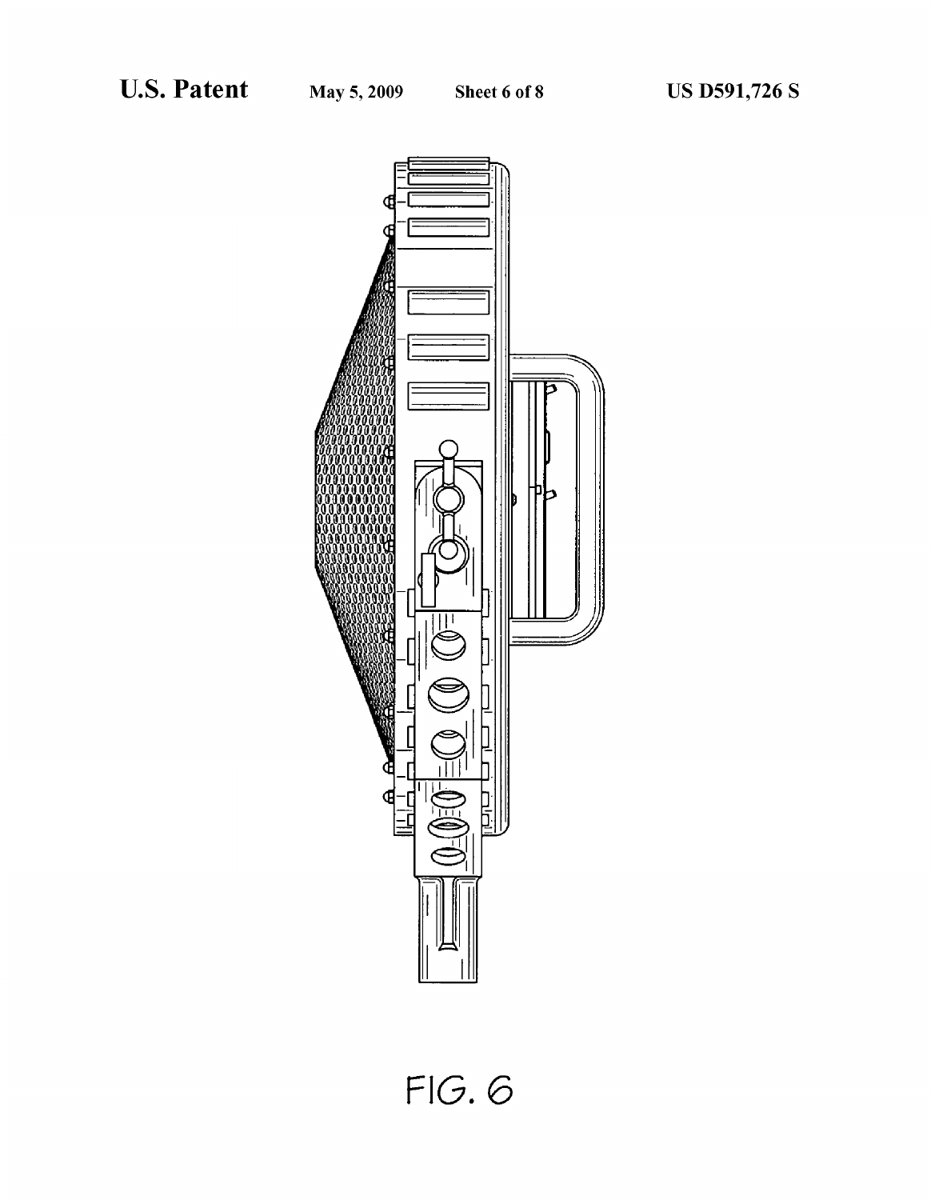FIG. 6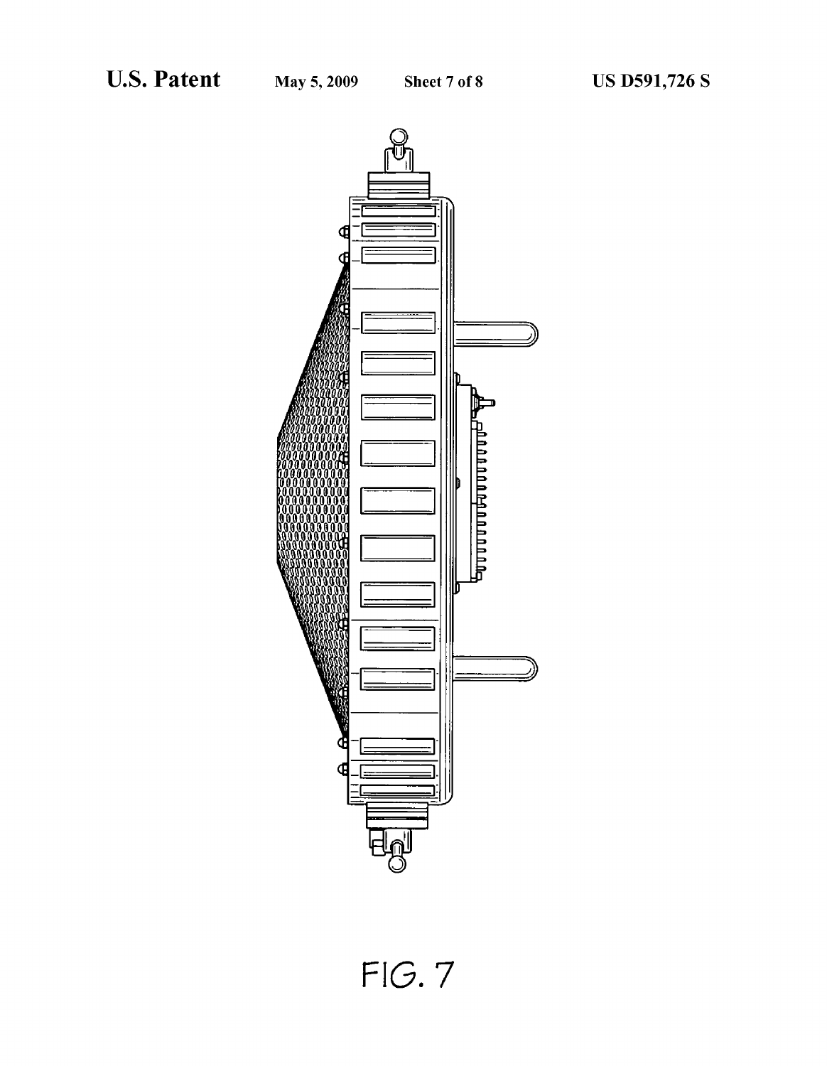FIG. 7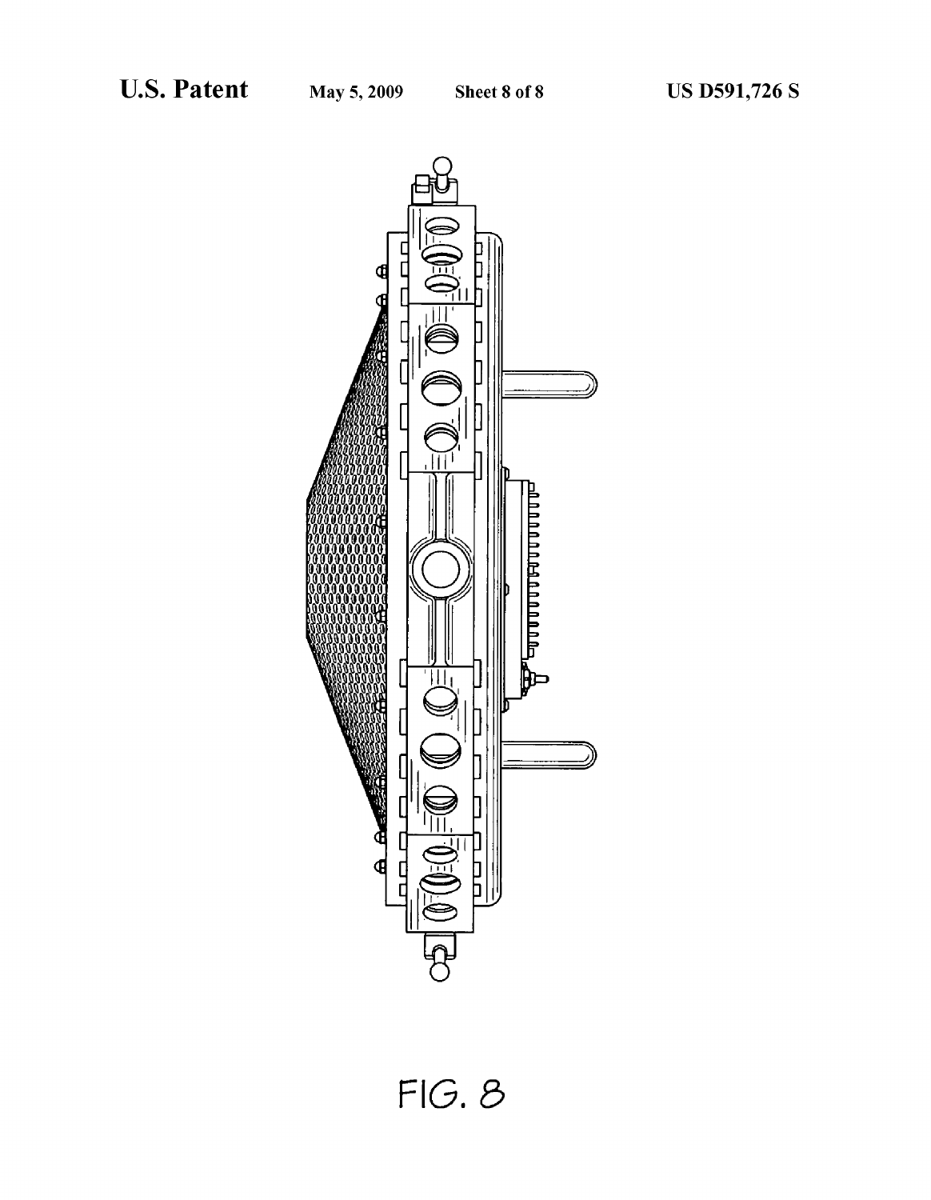FIG. 8